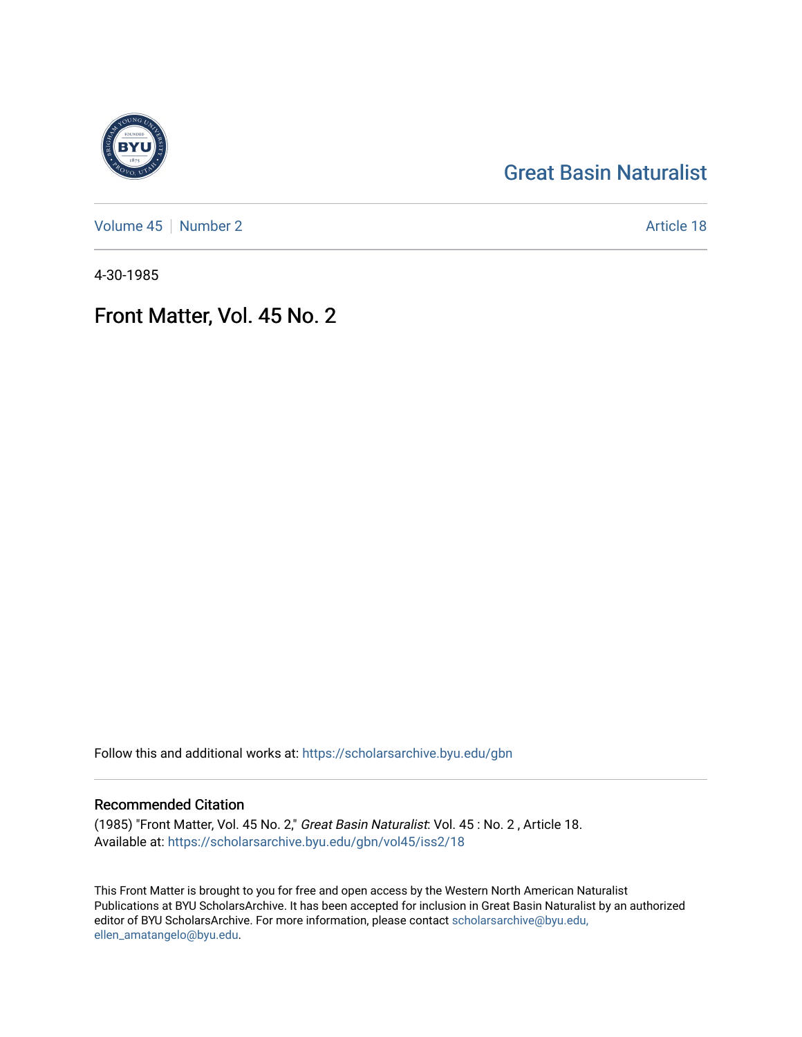Great Basin Naturalist

Volume 45 | Number 2 Article 18

4-30-1985

# Front Matter, Vol. 45 No. 2

Follow this and additional works at: https://scholarsarchive.byu.edu/gbn

## Recommended Citation

(1985) "Front Matter, Vol. 45 No. 2," *Great Basin Naturalist*: Vol. 45 : No. 2 , Article 18.
Available at: https://scholarsarchive.byu.edu/gbn/vol45/iss2/18

This Front Matter is brought to you for free and open access by the Western North American Naturalist Publications at BYU ScholarsArchive. It has been accepted for inclusion in Great Basin Naturalist by an authorized editor of BYU ScholarsArchive. For more information, please contact scholarsarchive@byu.edu, ellen_amatangelo@byu.edu.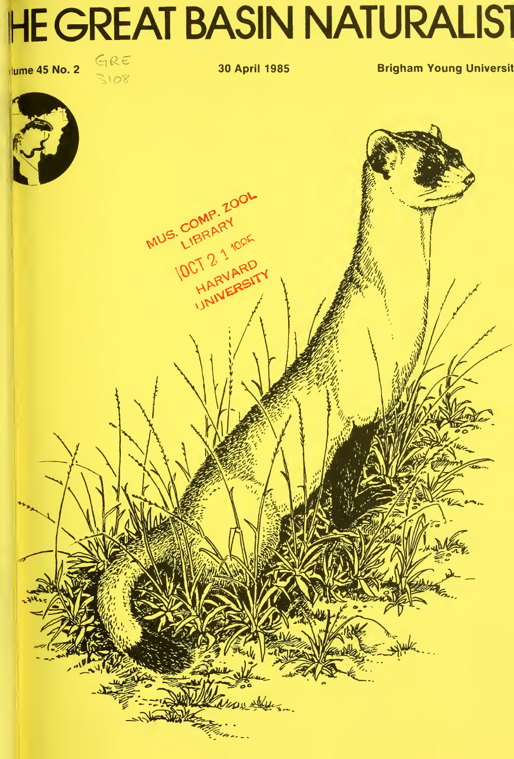# HE GREAT BASIN NATURALIST

lume 45 No. 2

30 April 1985

Brigham Young Universit

GRE
3108

MUS. COMP. ZOOL
LIBRARY
OCT 21 1985
HARVARD
UNIVERSITY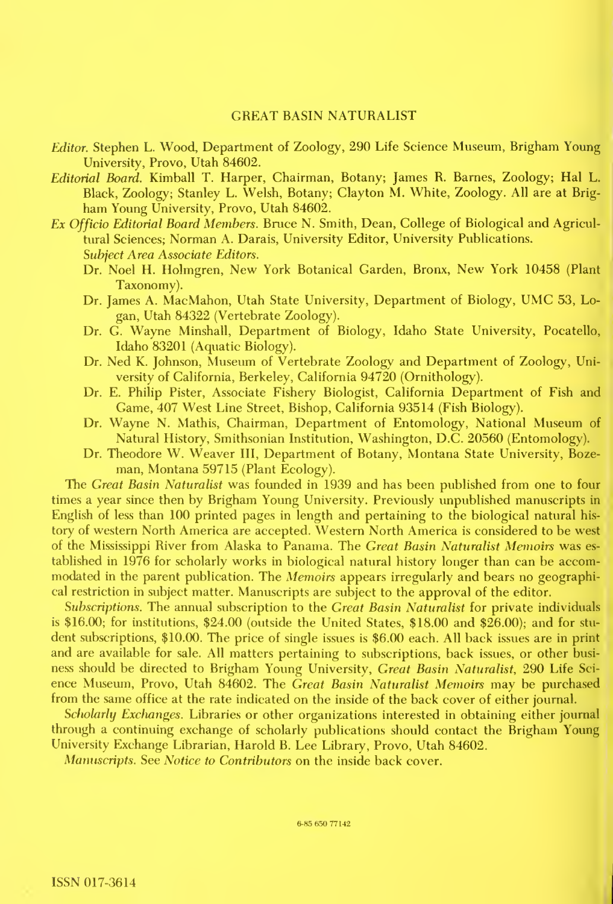# GREAT BASIN NATURALIST

*Editor.* Stephen L. Wood, Department of Zoology, 290 Life Science Museum, Brigham Young University, Provo, Utah 84602.

*Editorial Board.* Kimball T. Harper, Chairman, Botany; James R. Barnes, Zoology; Hal L. Black, Zoology; Stanley L. Welsh, Botany; Clayton M. White, Zoology. All are at Brigham Young University, Provo, Utah 84602.

*Ex Officio Editorial Board Members.* Bruce N. Smith, Dean, College of Biological and Agricultural Sciences; Norman A. Darais, University Editor, University Publications.

*Subject Area Associate Editors.*

Dr. Noel H. Holmgren, New York Botanical Garden, Bronx, New York 10458 (Plant Taxonomy).

Dr. James A. MacMahon, Utah State University, Department of Biology, UMC 53, Logan, Utah 84322 (Vertebrate Zoology).

Dr. G. Wayne Minshall, Department of Biology, Idaho State University, Pocatello, Idaho 83201 (Aquatic Biology).

Dr. Ned K. Johnson, Museum of Vertebrate Zoology and Department of Zoology, University of California, Berkeley, California 94720 (Ornithology).

Dr. E. Philip Pister, Associate Fishery Biologist, California Department of Fish and Game, 407 West Line Street, Bishop, California 93514 (Fish Biology).

Dr. Wayne N. Mathis, Chairman, Department of Entomology, National Museum of Natural History, Smithsonian Institution, Washington, D.C. 20560 (Entomology).

Dr. Theodore W. Weaver III, Department of Botany, Montana State University, Bozeman, Montana 59715 (Plant Ecology).

The *Great Basin Naturalist* was founded in 1939 and has been published from one to four times a year since then by Brigham Young University. Previously unpublished manuscripts in English of less than 100 printed pages in length and pertaining to the biological natural history of western North America are accepted. Western North America is considered to be west of the Mississippi River from Alaska to Panama. The *Great Basin Naturalist Memoirs* was established in 1976 for scholarly works in biological natural history longer than can be accommodated in the parent publication. The *Memoirs* appears irregularly and bears no geographical restriction in subject matter. Manuscripts are subject to the approval of the editor.

*Subscriptions.* The annual subscription to the *Great Basin Naturalist* for private individuals is $16.00; for institutions, $24.00 (outside the United States, $18.00 and $26.00); and for student subscriptions, $10.00. The price of single issues is $6.00 each. All back issues are in print and are available for sale. All matters pertaining to subscriptions, back issues, or other business should be directed to Brigham Young University, *Great Basin Naturalist*, 290 Life Science Museum, Provo, Utah 84602. The *Great Basin Naturalist Memoirs* may be purchased from the same office at the rate indicated on the inside of the back cover of either journal.

*Scholarly Exchanges.* Libraries or other organizations interested in obtaining either journal through a continuing exchange of scholarly publications should contact the Brigham Young University Exchange Librarian, Harold B. Lee Library, Provo, Utah 84602.

*Manuscripts.* See *Notice to Contributors* on the inside back cover.

6-85 650 77142

ISSN 017-3614